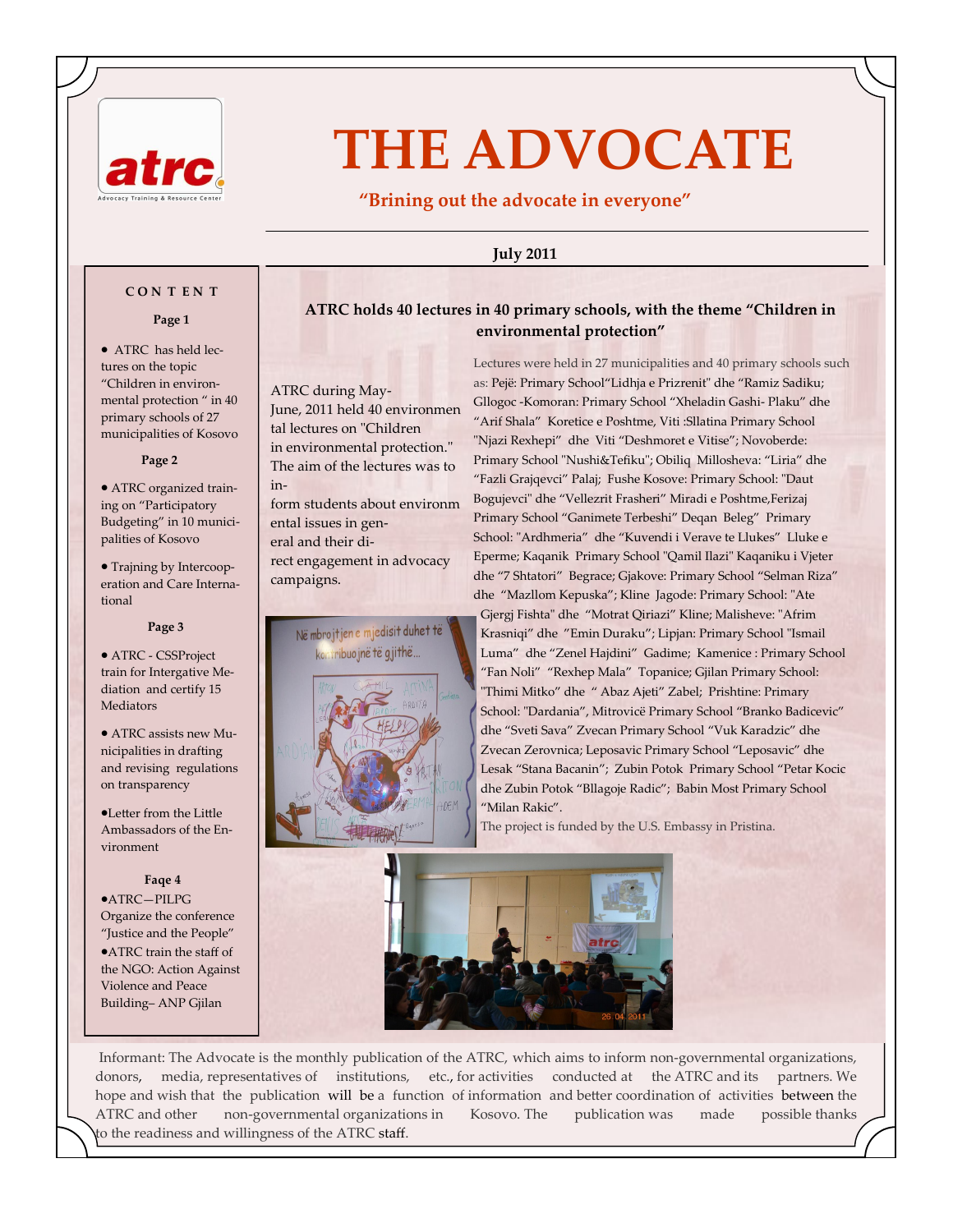# THE ADVOCATE

**"Brining out the advocate in everyone"**

**July 2011**

**C O N T E N T**

**Page 1**

- ATRC has held lectures on the topic "Children in environmental protection " in 40 primary schools of 27 municipalities of Kosovo

**Page 2**

- ATRC organized training on "Participatory Budgeting" in 10 municipalities of Kosovo
- Trajning by Intercooperation and Care International

**Page 3**

- ATRC - CSSProject train for Intergative Mediation and certify 15 Mediators
- ATRC assists new Municipalities in drafting and revising regulations on transparency
- Letter from the Little Ambassadors of the Environment

**Faqe 4**

- ATRC—PILPG Organize the conference "Justice and the People"
- ATRC train the staff of the NGO: Action Against Violence and Peace Building– ANP Gjilan

## ATRC holds 40 lectures in 40 primary schools, with the theme "Children in environmental protection"

ATRC during May-June, 2011 held 40 environmental lectures on "Children in environmental protection." The aim of the lectures was to inform students about environmental issues in general and their direct engagement in advocacy campaigns.

Lectures were held in 27 municipalities and 40 primary schools such as: Pejë: Primary School"Lidhja e Prizrenit" dhe "Ramiz Sadiku; Gllogoc -Komoran: Primary School "Xheladin Gashi- Plaku" dhe "Arif Shala" Koretice e Poshtme, Viti :Sllatina Primary School "Njazi Rexhepi" dhe Viti "Deshmoret e Vitise"; Novoberde: Primary School "Nushi&Tefiku"; Obiliq Millosheva: "Liria" dhe "Fazli Grajqevci" Palaj; Fushe Kosove: Primary School: "Daut Bogujevci" dhe "Vellezrit Frasheri" Miradi e Poshtme,Ferizaj Primary School "Ganimete Terbeshi" Deqan Beleg" Primary School: "Ardhmeria" dhe "Kuvendi i Verave te Llukes" Lluke e Eperme; Kaqanik Primary School "Qamil Ilazi" Kaqaniku i Vjeter dhe "7 Shtatori" Begrace; Gjakove: Primary School "Selman Riza" dhe "Mazllom Kepuska"; Kline Jagode: Primary School: "Ate Gjergj Fishta" dhe "Motrat Qiriazi" Kline; Malisheve: "Afrim Krasniqi" dhe "Emin Duraku"; Lipjan: Primary School "Ismail Luma" dhe "Zenel Hajdini" Gadime; Kamenice : Primary School "Fan Noli" "Rexhep Mala" Topanice; Gjilan Primary School: "Thimi Mitko" dhe " Abaz Ajeti" Zabel; Prishtine: Primary School: "Dardania", Mitrovicë Primary School "Branko Badicevic" dhe "Sveti Sava" Zvecan Primary School "Vuk Karadzic" dhe Zvecan Zerovnica; Leposavic Primary School "Leposavic" dhe Lesak "Stana Bacanin"; Zubin Potok Primary School "Petar Kocic dhe Zubin Potok "Bllagoje Radic"; Babin Most Primary School "Milan Rakic".

The project is funded by the U.S. Embassy in Pristina.

Informant: The Advocate is the monthly publication of the ATRC, which aims to inform non-governmental organizations, donors, media, representatives of institutions, etc., for activities conducted at the ATRC and its partners. We hope and wish that the publication will be a function of information and better coordination of activities between the ATRC and other non-governmental organizations in Kosovo. The publication was made possible thanks to the readiness and willingness of the ATRC staff.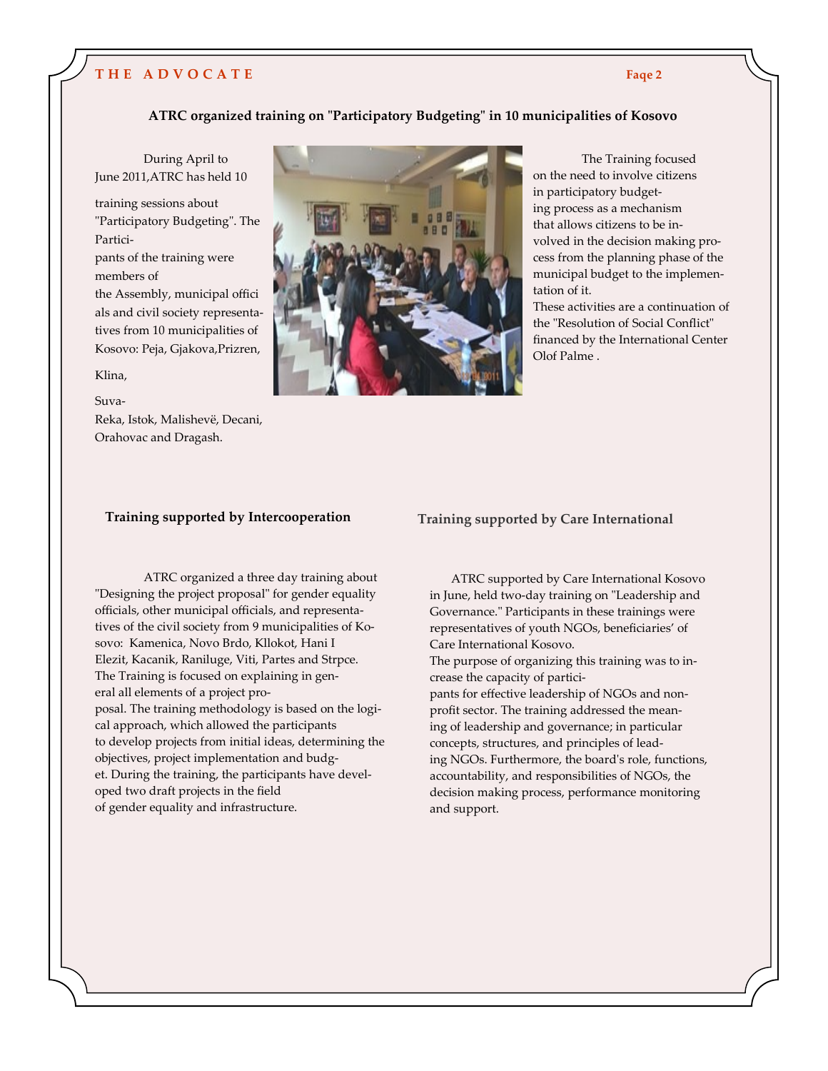## ATRC organized training on "Participatory Budgeting" in 10 municipalities of Kosovo

During April to June 2011,ATRC has held 10 training sessions about "Participatory Budgeting". The Participants of the training were members of the Assembly, municipal officials and civil society representatives from 10 municipalities of Kosovo: Peja, Gjakova,Prizren, Klina, Suva-Reka, Istok, Malishevë, Decani, Orahovac and Dragash.

The Training focused on the need to involve citizens in participatory budgeting process as a mechanism that allows citizens to be involved in the decision making process from the planning phase of the municipal budget to the implementation of it.

These activities are a continuation of the "Resolution of Social Conflict" financed by the International Center Olof Palme .

### Training supported by Intercooperation

ATRC organized a three day training about "Designing the project proposal" for gender equality officials, other municipal officials, and representatives of the civil society from 9 municipalities of Kosovo: Kamenica, Novo Brdo, Kllokot, Hani I Elezit, Kacanik, Raniluge, Viti, Partes and Strpce. The Training is focused on explaining in general all elements of a project proposal. The training methodology is based on the logical approach, which allowed the participants to develop projects from initial ideas, determining the objectives, project implementation and budget. During the training, the participants have developed two draft projects in the field of gender equality and infrastructure.

### Training supported by Care International

ATRC supported by Care International Kosovo in June, held two-day training on "Leadership and Governance." Participants in these trainings were representatives of youth NGOs, beneficiaries' of Care International Kosovo.

The purpose of organizing this training was to increase the capacity of participants for effective leadership of NGOs and nonprofit sector. The training addressed the meaning of leadership and governance; in particular concepts, structures, and principles of leading NGOs. Furthermore, the board's role, functions, accountability, and responsibilities of NGOs, the decision making process, performance monitoring and support.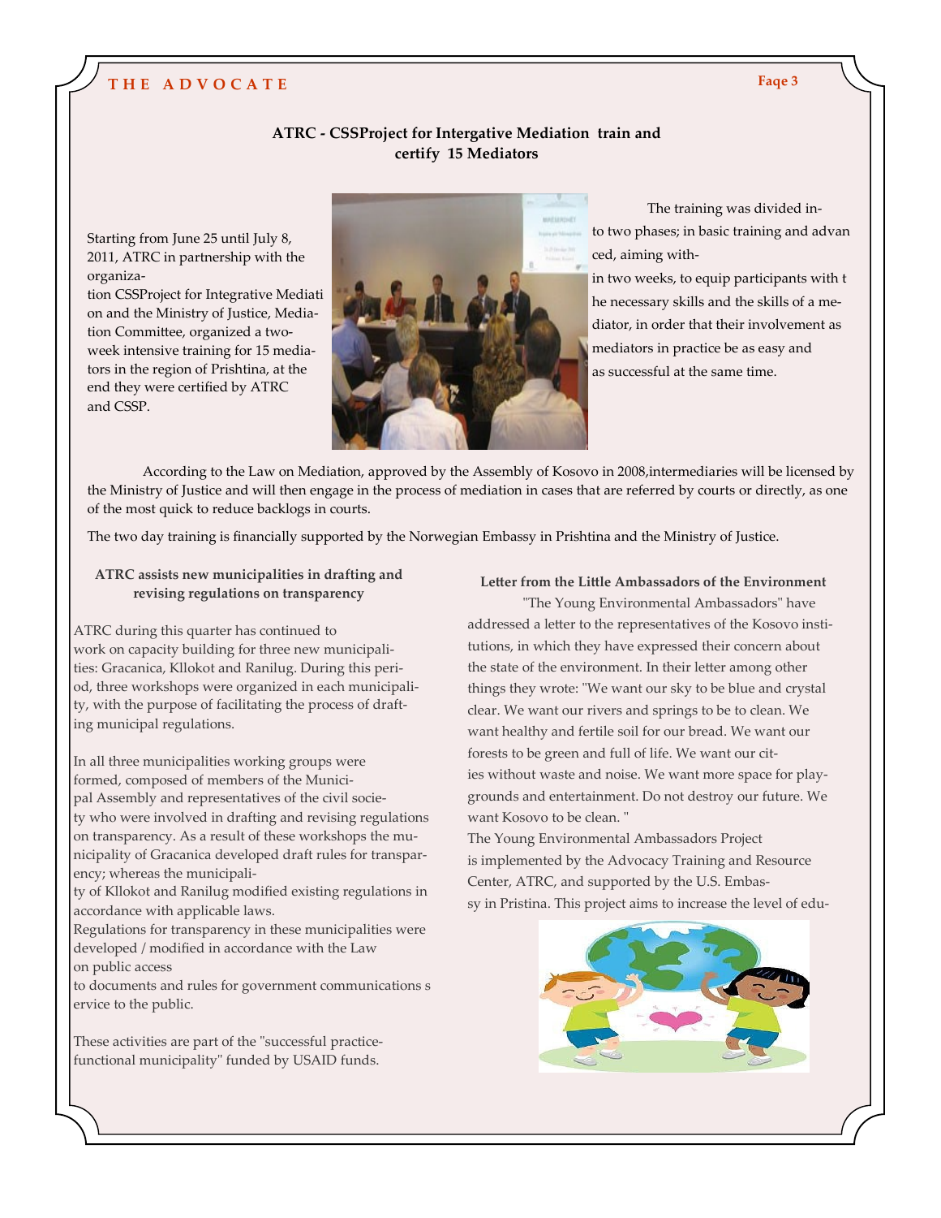## ATRC - CSSProject for Intergative Mediation train and certify 15 Mediators

Starting from June 25 until July 8, 2011, ATRC in partnership with the organization CSSProject for Integrative Mediation and the Ministry of Justice, Mediation Committee, organized a two-week intensive training for 15 mediators in the region of Prishtina, at the end they were certified by ATRC and CSSP.

The training was divided into two phases; in basic training and advanced, aiming within two weeks, to equip participants with the necessary skills and the skills of a mediator, in order that their involvement as mediators in practice be as easy and as successful at the same time.

According to the Law on Mediation, approved by the Assembly of Kosovo in 2008,intermediaries will be licensed by the Ministry of Justice and will then engage in the process of mediation in cases that are referred by courts or directly, as one of the most quick to reduce backlogs in courts.

The two day training is financially supported by the Norwegian Embassy in Prishtina and the Ministry of Justice.

### ATRC assists new municipalities in drafting and revising regulations on transparency

ATRC during this quarter has continued to work on capacity building for three new municipalities: Gracanica, Kllokot and Ranilug. During this period, three workshops were organized in each municipality, with the purpose of facilitating the process of drafting municipal regulations.

In all three municipalities working groups were formed, composed of members of the Municipal Assembly and representatives of the civil society who were involved in drafting and revising regulations on transparency. As a result of these workshops the municipality of Gracanica developed draft rules for transparency; whereas the municipality of Kllokot and Ranilug modified existing regulations in accordance with applicable laws.

Regulations for transparency in these municipalities were developed / modified in accordance with the Law on public access to documents and rules for government communications service to the public.

These activities are part of the "successful practice-functional municipality" funded by USAID funds.

### Letter from the Little Ambassadors of the Environment

"The Young Environmental Ambassadors" have addressed a letter to the representatives of the Kosovo institutions, in which they have expressed their concern about the state of the environment. In their letter among other things they wrote: "We want our sky to be blue and crystal clear. We want our rivers and springs to be to clean. We want healthy and fertile soil for our bread. We want our forests to be green and full of life. We want our cities without waste and noise. We want more space for playgrounds and entertainment. Do not destroy our future. We want Kosovo to be clean. "

The Young Environmental Ambassadors Project is implemented by the Advocacy Training and Resource Center, ATRC, and supported by the U.S. Embassy in Pristina. This project aims to increase the level of edu-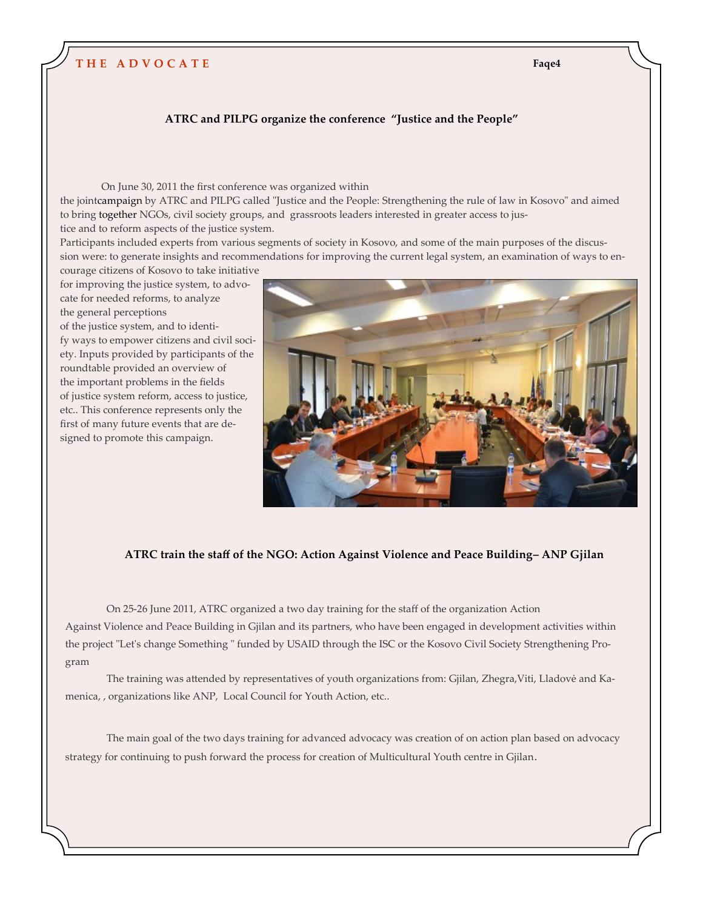## ATRC and PILPG organize the conference "Justice and the People"

On June 30, 2011 the first conference was organized within the jointcampaign by ATRC and PILPG called "Justice and the People: Strengthening the rule of law in Kosovo" and aimed to bring together NGOs, civil society groups, and grassroots leaders interested in greater access to justice and to reform aspects of the justice system.

Participants included experts from various segments of society in Kosovo, and some of the main purposes of the discussion were: to generate insights and recommendations for improving the current legal system, an examination of ways to encourage citizens of Kosovo to take initiative for improving the justice system, to advocate for needed reforms, to analyze the general perceptions of the justice system, and to identify ways to empower citizens and civil society. Inputs provided by participants of the roundtable provided an overview of the important problems in the fields of justice system reform, access to justice, etc.. This conference represents only the first of many future events that are designed to promote this campaign.

## ATRC train the staff of the NGO: Action Against Violence and Peace Building– ANP Gjilan

On 25-26 June 2011, ATRC organized a two day training for the staff of the organization Action Against Violence and Peace Building in Gjilan and its partners, who have been engaged in development activities within the project "Let's change Something " funded by USAID through the ISC or the Kosovo Civil Society Strengthening Program

The training was attended by representatives of youth organizations from: Gjilan, Zhegra,Viti, Lladovė and Kamenica, , organizations like ANP, Local Council for Youth Action, etc..

The main goal of the two days training for advanced advocacy was creation of on action plan based on advocacy strategy for continuing to push forward the process for creation of Multicultural Youth centre in Gjilan.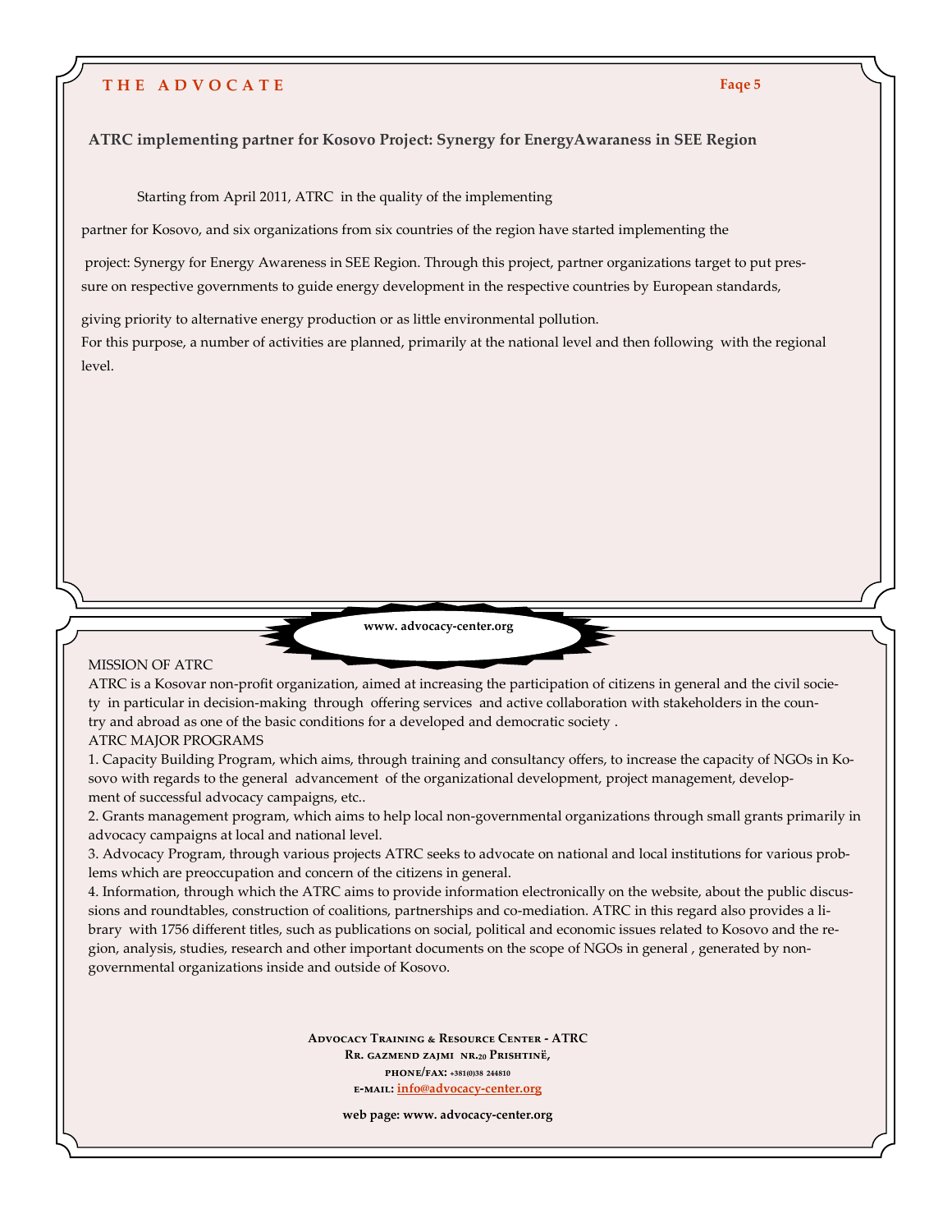## ATRC implementing partner for Kosovo Project: Synergy for EnergyAwaraness in SEE Region

Starting from April 2011, ATRC in the quality of the implementing partner for Kosovo, and six organizations from six countries of the region have started implementing the project: Synergy for Energy Awareness in SEE Region. Through this project, partner organizations target to put pressure on respective governments to guide energy development in the respective countries by European standards, giving priority to alternative energy production or as little environmental pollution.

For this purpose, a number of activities are planned, primarily at the national level and then following with the regional level.

**www. advocacy-center.org**

MISSION OF ATRC

ATRC is a Kosovar non-profit organization, aimed at increasing the participation of citizens in general and the civil society in particular in decision-making through offering services and active collaboration with stakeholders in the country and abroad as one of the basic conditions for a developed and democratic society .

ATRC MAJOR PROGRAMS

1. Capacity Building Program, which aims, through training and consultancy offers, to increase the capacity of NGOs in Kosovo with regards to the general advancement of the organizational development, project management, development of successful advocacy campaigns, etc..
2. Grants management program, which aims to help local non-governmental organizations through small grants primarily in advocacy campaigns at local and national level.
3. Advocacy Program, through various projects ATRC seeks to advocate on national and local institutions for various problems which are preoccupation and concern of the citizens in general.
4. Information, through which the ATRC aims to provide information electronically on the website, about the public discussions and roundtables, construction of coalitions, partnerships and co-mediation. ATRC in this regard also provides a library with 1756 different titles, such as publications on social, political and economic issues related to Kosovo and the region, analysis, studies, research and other important documents on the scope of NGOs in general , generated by non-governmental organizations inside and outside of Kosovo.

**Advocacy Training & Resource Center - ATRC**
**Rr. gazmend zajmi nr.20 Prishtinë,**
**phone/fax: +381(0)38 244810**
**e-mail: info@advocacy-center.org**

**web page: www. advocacy-center.org**